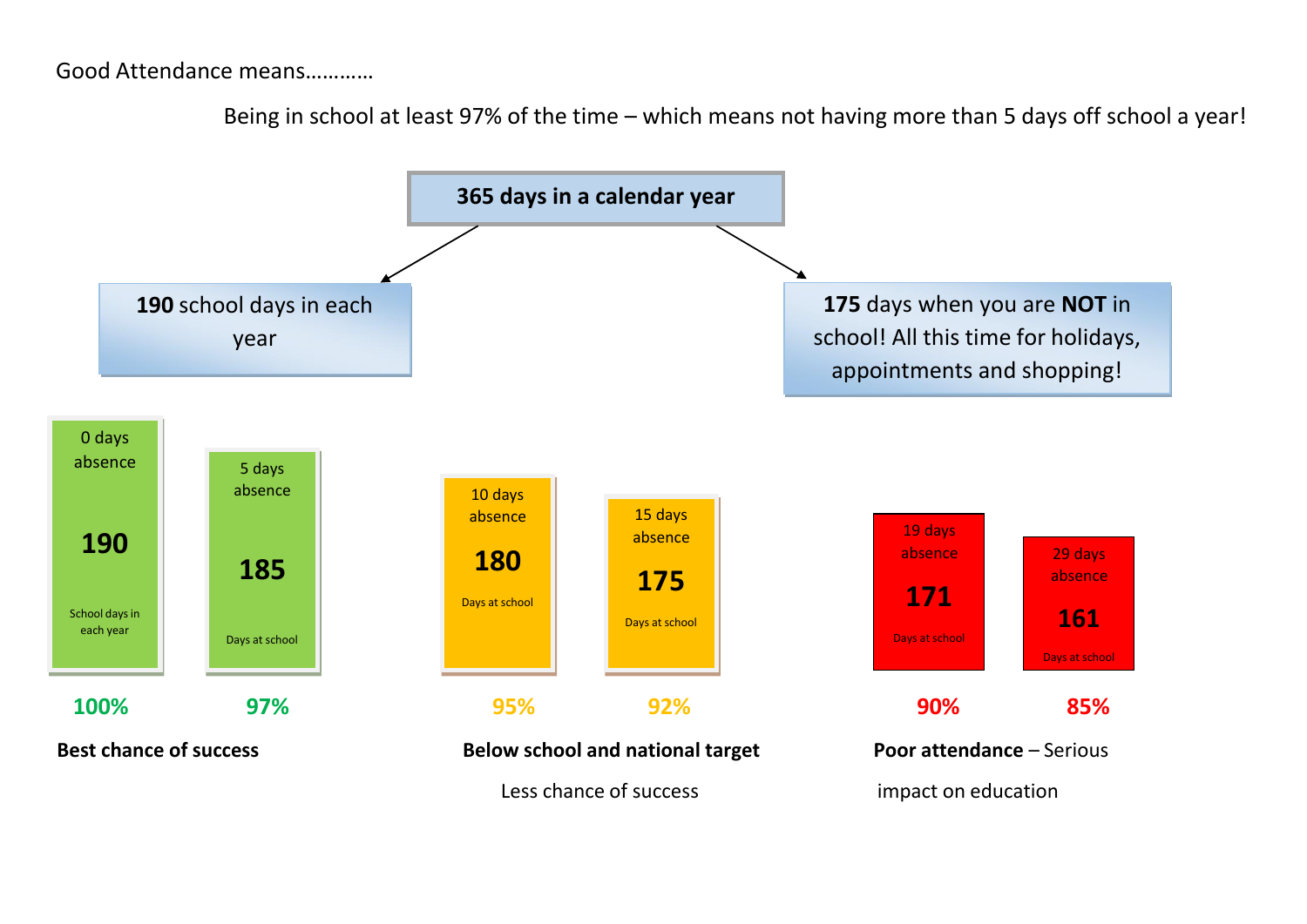Good Attendance means…………

Being in school at least 97% of the time – which means not having more than 5 days off school a year!

**365 days in a calendar year**

**190** school days in each year

**175** days when you are **NOT** in school! All this time for holidays, appointments and shopping!

| 0 days absence | 5 days absence | 10 days absence | 15 days absence | 19 days absence | 29 days absence |
|---|---|---|---|---|---|
| **190** School days in each year | **185** Days at school | **180** Days at school | **175** Days at school | **171** Days at school | **161** Days at school |
| **100%** | **97%** | **95%** | **92%** | **90%** | **85%** |

**Best chance of success**

**Below school and national target**

Less chance of success

**Poor attendance** – Serious impact on education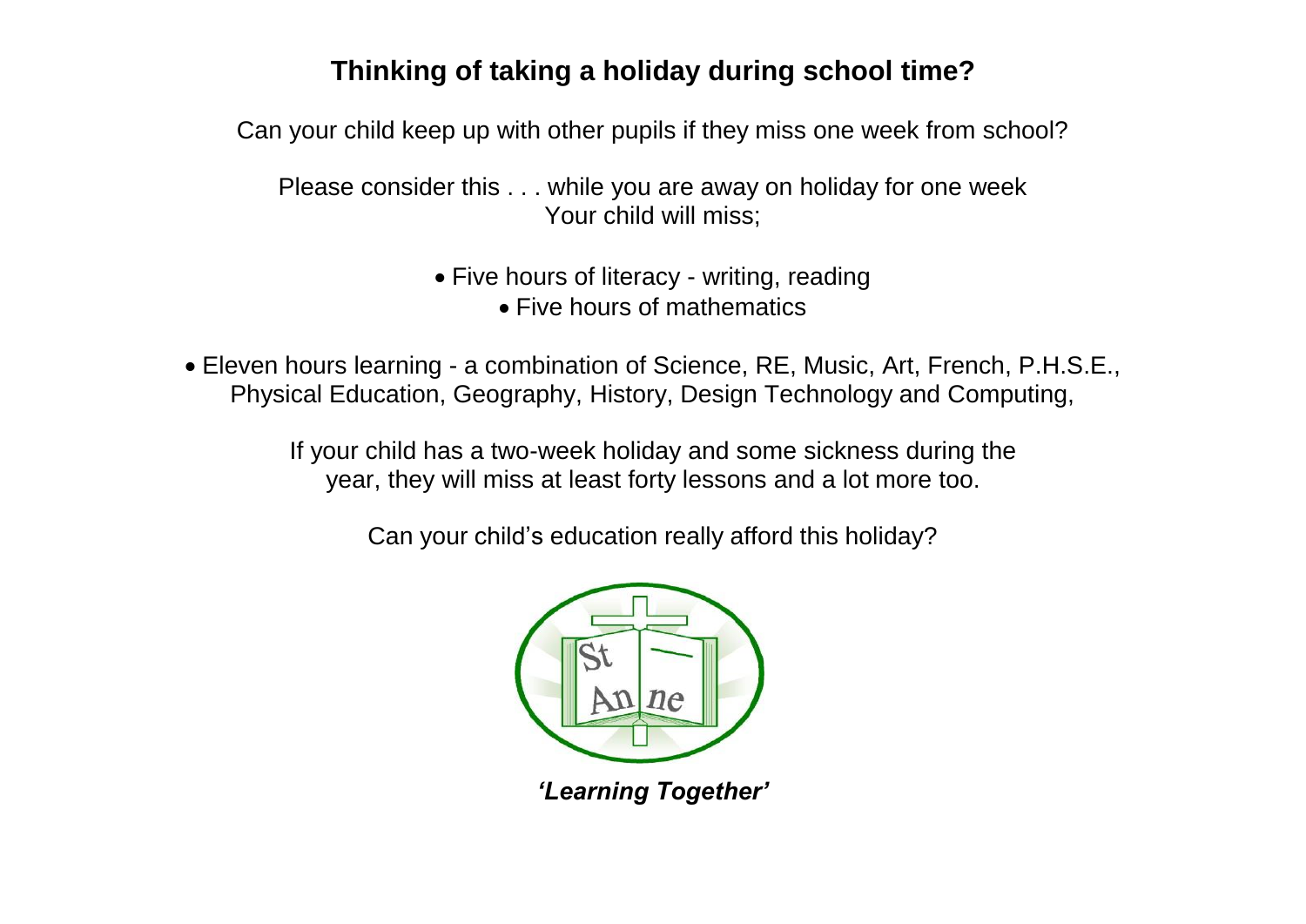# Thinking of taking a holiday during school time?

Can your child keep up with other pupils if they miss one week from school?

Please consider this . . . while you are away on holiday for one week
Your child will miss;

- Five hours of literacy - writing, reading
- Five hours of mathematics
- Eleven hours learning - a combination of Science, RE, Music, Art, French, P.H.S.E., Physical Education, Geography, History, Design Technology and Computing,

If your child has a two-week holiday and some sickness during the year, they will miss at least forty lessons and a lot more too.

Can your child's education really afford this holiday?

***'Learning Together'***